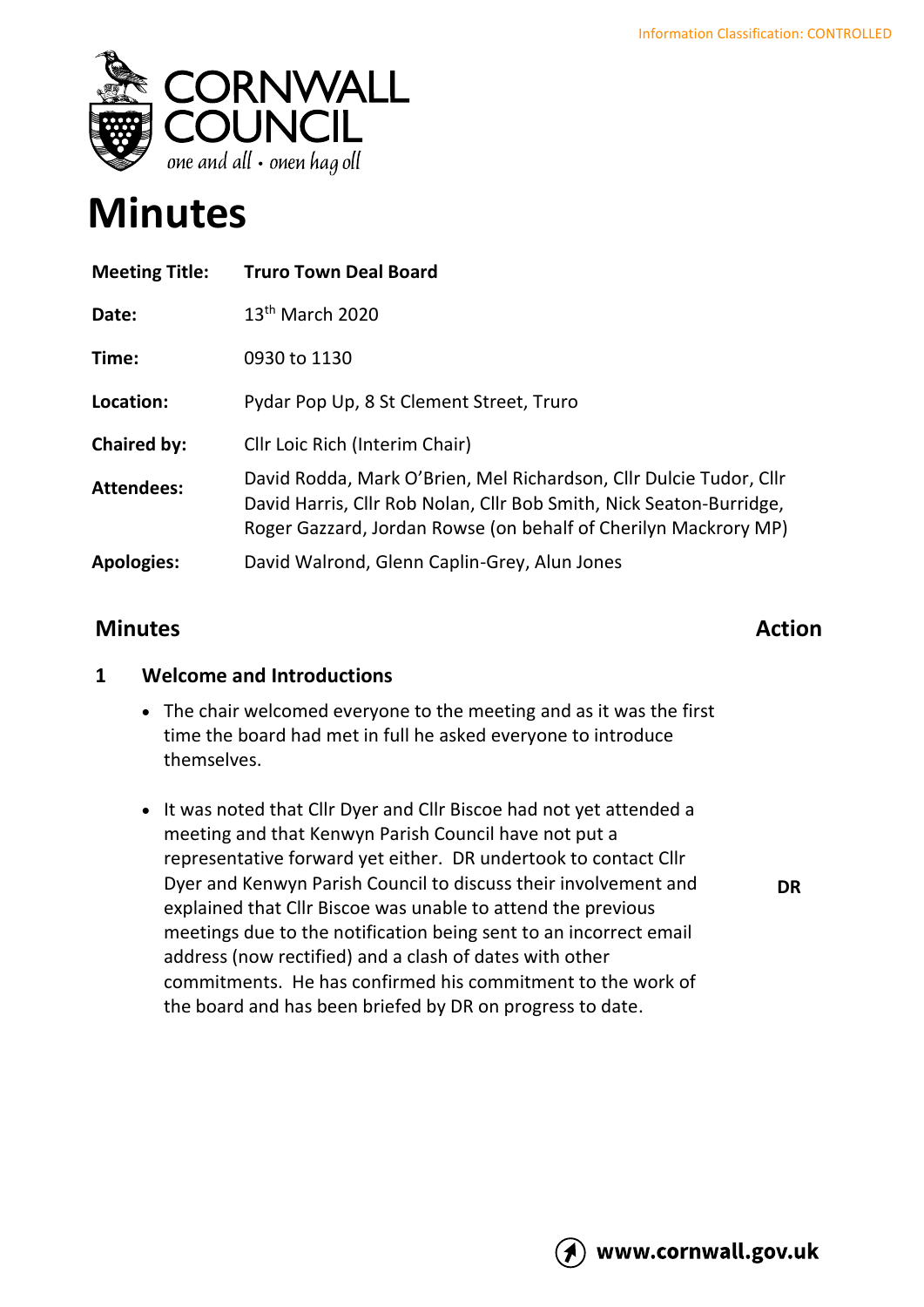Information Classification: CONTROLLED

CORNWALL COUNCIL
*one and all • onen hag oll*

# Minutes

| | |
|---|---|
| **Meeting Title:** | **Truro Town Deal Board** |
| **Date:** | 13th March 2020 |
| **Time:** | 0930 to 1130 |
| **Location:** | Pydar Pop Up, 8 St Clement Street, Truro |
| **Chaired by:** | Cllr Loic Rich (Interim Chair) |
| **Attendees:** | David Rodda, Mark O'Brien, Mel Richardson, Cllr Dulcie Tudor, Cllr David Harris, Cllr Rob Nolan, Cllr Bob Smith, Nick Seaton-Burridge, Roger Gazzard, Jordan Rowse (on behalf of Cherilyn Mackrory MP) |
| **Apologies:** | David Walrond, Glenn Caplin-Grey, Alun Jones |

| **Minutes** | **Action** |
|---|---|
| **1 Welcome and Introductions** | |
| • The chair welcomed everyone to the meeting and as it was the first time the board had met in full he asked everyone to introduce themselves. | |
| • It was noted that Cllr Dyer and Cllr Biscoe had not yet attended a meeting and that Kenwyn Parish Council have not put a representative forward yet either. DR undertook to contact Cllr Dyer and Kenwyn Parish Council to discuss their involvement and explained that Cllr Biscoe was unable to attend the previous meetings due to the notification being sent to an incorrect email address (now rectified) and a clash of dates with other commitments. He has confirmed his commitment to the work of the board and has been briefed by DR on progress to date. | **DR** |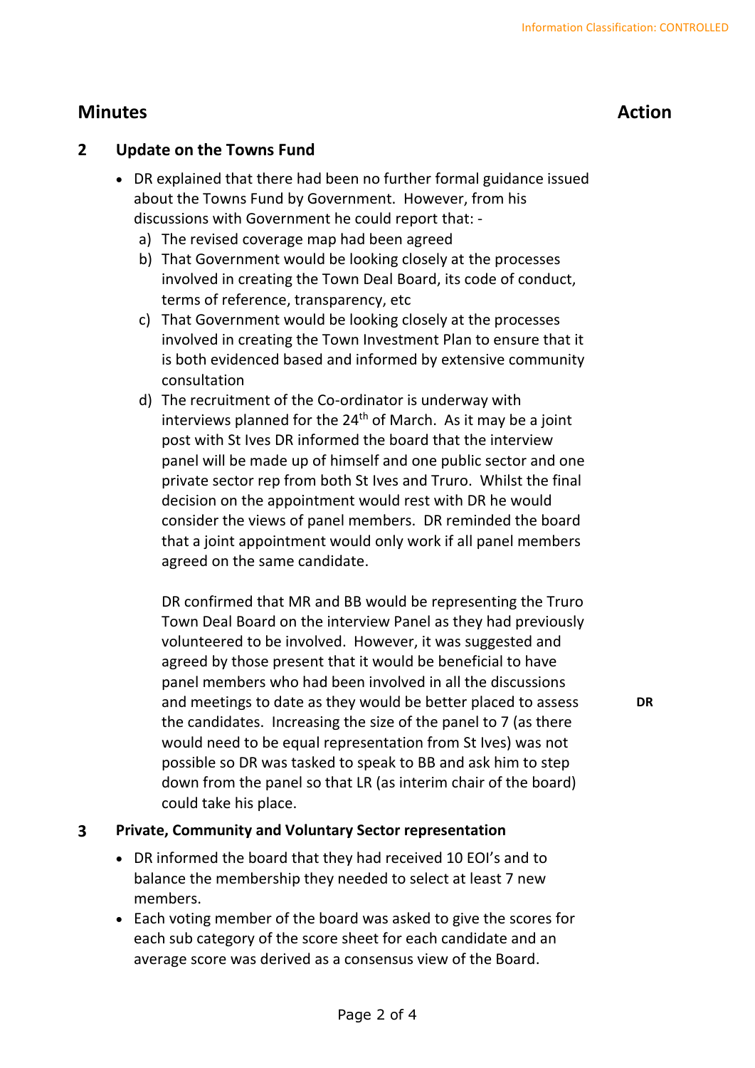Information Classification: CONTROLLED

# Minutes

**Action**

## 2 Update on the Towns Fund

- DR explained that there had been no further formal guidance issued about the Towns Fund by Government. However, from his discussions with Government he could report that: -
  a) The revised coverage map had been agreed
  b) That Government would be looking closely at the processes involved in creating the Town Deal Board, its code of conduct, terms of reference, transparency, etc
  c) That Government would be looking closely at the processes involved in creating the Town Investment Plan to ensure that it is both evidenced based and informed by extensive community consultation
  d) The recruitment of the Co-ordinator is underway with interviews planned for the 24th of March. As it may be a joint post with St Ives DR informed the board that the interview panel will be made up of himself and one public sector and one private sector rep from both St Ives and Truro. Whilst the final decision on the appointment would rest with DR he would consider the views of panel members. DR reminded the board that a joint appointment would only work if all panel members agreed on the same candidate.

     DR confirmed that MR and BB would be representing the Truro Town Deal Board on the interview Panel as they had previously volunteered to be involved. However, it was suggested and agreed by those present that it would be beneficial to have panel members who had been involved in all the discussions and meetings to date as they would be better placed to assess the candidates. Increasing the size of the panel to 7 (as there would need to be equal representation from St Ives) was not possible so DR was tasked to speak to BB and ask him to step down from the panel so that LR (as interim chair of the board) could take his place. **DR**

## 3 Private, Community and Voluntary Sector representation

- DR informed the board that they had received 10 EOI's and to balance the membership they needed to select at least 7 new members.
- Each voting member of the board was asked to give the scores for each sub category of the score sheet for each candidate and an average score was derived as a consensus view of the Board.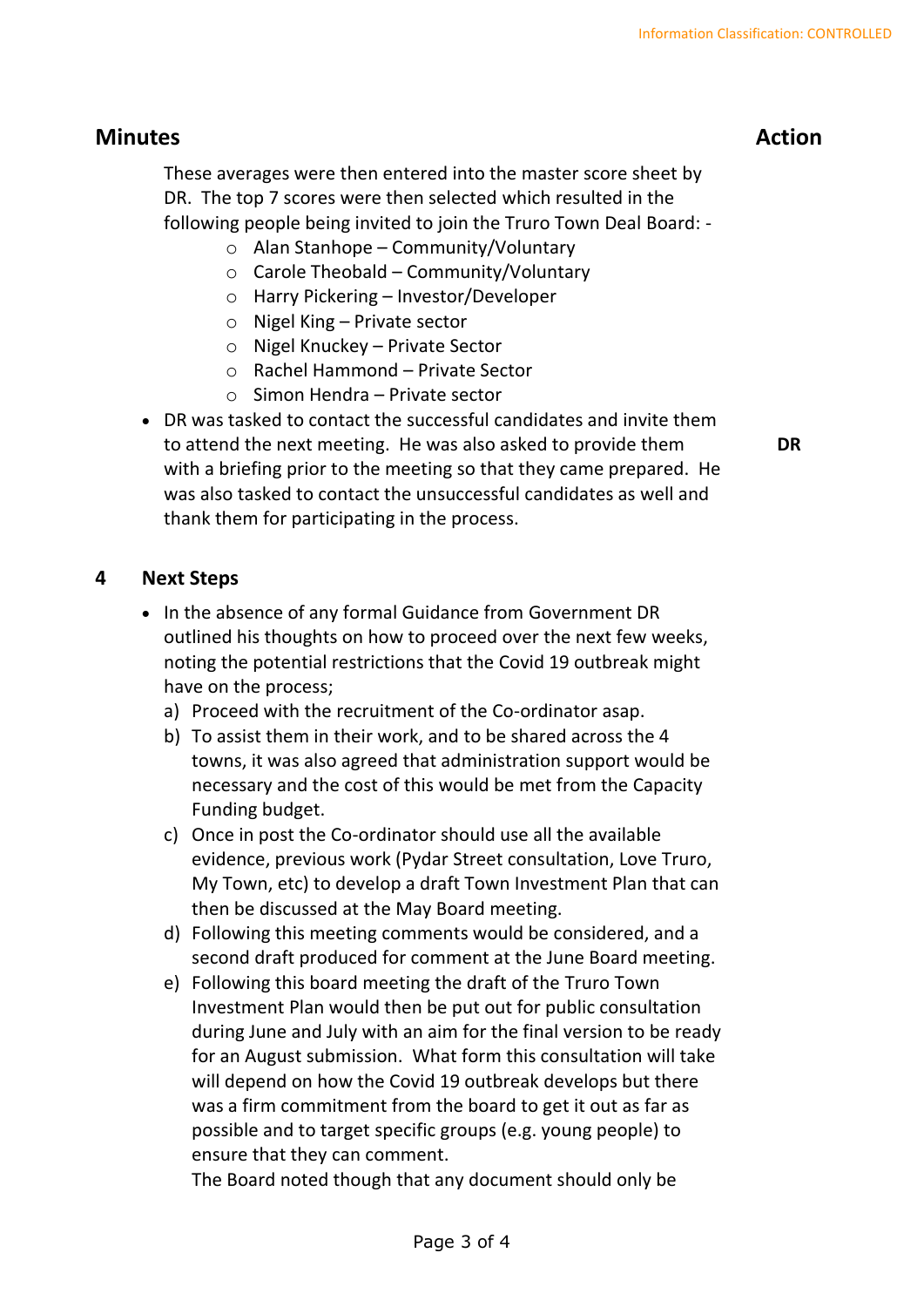| Minutes | Action |
|---|---|
| These averages were then entered into the master score sheet by DR. The top 7 scores were then selected which resulted in the following people being invited to join the Truro Town Deal Board: -<br>o Alan Stanhope – Community/Voluntary<br>o Carole Theobald – Community/Voluntary<br>o Harry Pickering – Investor/Developer<br>o Nigel King – Private sector<br>o Nigel Knuckey – Private Sector<br>o Rachel Hammond – Private Sector<br>o Simon Hendra – Private sector | |
| • DR was tasked to contact the successful candidates and invite them to attend the next meeting. He was also asked to provide them with a briefing prior to the meeting so that they came prepared. He was also tasked to contact the unsuccessful candidates as well and thank them for participating in the process. | **DR** |

**4 Next Steps**

- In the absence of any formal Guidance from Government DR outlined his thoughts on how to proceed over the next few weeks, noting the potential restrictions that the Covid 19 outbreak might have on the process;

a) Proceed with the recruitment of the Co-ordinator asap.

b) To assist them in their work, and to be shared across the 4 towns, it was also agreed that administration support would be necessary and the cost of this would be met from the Capacity Funding budget.

c) Once in post the Co-ordinator should use all the available evidence, previous work (Pydar Street consultation, Love Truro, My Town, etc) to develop a draft Town Investment Plan that can then be discussed at the May Board meeting.

d) Following this meeting comments would be considered, and a second draft produced for comment at the June Board meeting.

e) Following this board meeting the draft of the Truro Town Investment Plan would then be put out for public consultation during June and July with an aim for the final version to be ready for an August submission. What form this consultation will take will depend on how the Covid 19 outbreak develops but there was a firm commitment from the board to get it out as far as possible and to target specific groups (e.g. young people) to ensure that they can comment.

The Board noted though that any document should only be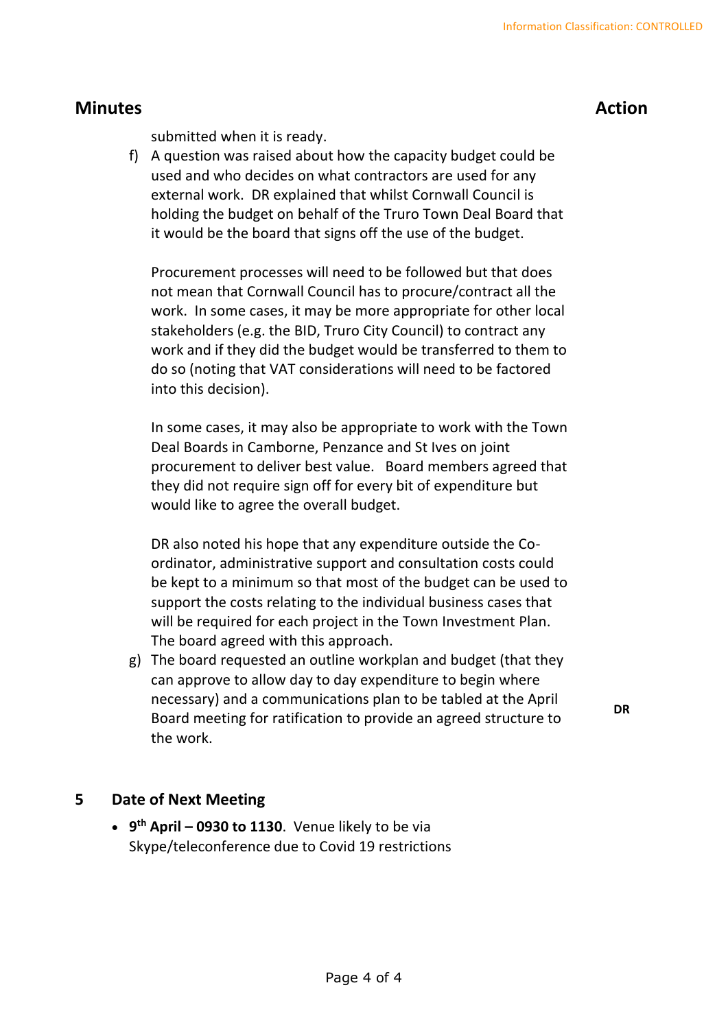| Minutes | Action |
| --- | --- |
| submitted when it is ready. | |
| f) A question was raised about how the capacity budget could be used and who decides on what contractors are used for any external work. DR explained that whilst Cornwall Council is holding the budget on behalf of the Truro Town Deal Board that it would be the board that signs off the use of the budget.<br><br>Procurement processes will need to be followed but that does not mean that Cornwall Council has to procure/contract all the work. In some cases, it may be more appropriate for other local stakeholders (e.g. the BID, Truro City Council) to contract any work and if they did the budget would be transferred to them to do so (noting that VAT considerations will need to be factored into this decision).<br><br>In some cases, it may also be appropriate to work with the Town Deal Boards in Camborne, Penzance and St Ives on joint procurement to deliver best value. Board members agreed that they did not require sign off for every bit of expenditure but would like to agree the overall budget.<br><br>DR also noted his hope that any expenditure outside the Co-ordinator, administrative support and consultation costs could be kept to a minimum so that most of the budget can be used to support the costs relating to the individual business cases that will be required for each project in the Town Investment Plan. The board agreed with this approach. | |
| g) The board requested an outline workplan and budget (that they can approve to allow day to day expenditure to begin where necessary) and a communications plan to be tabled at the April Board meeting for ratification to provide an agreed structure to the work. | **DR** |

## 5 Date of Next Meeting

- **9th April – 0930 to 1130**. Venue likely to be via Skype/teleconference due to Covid 19 restrictions